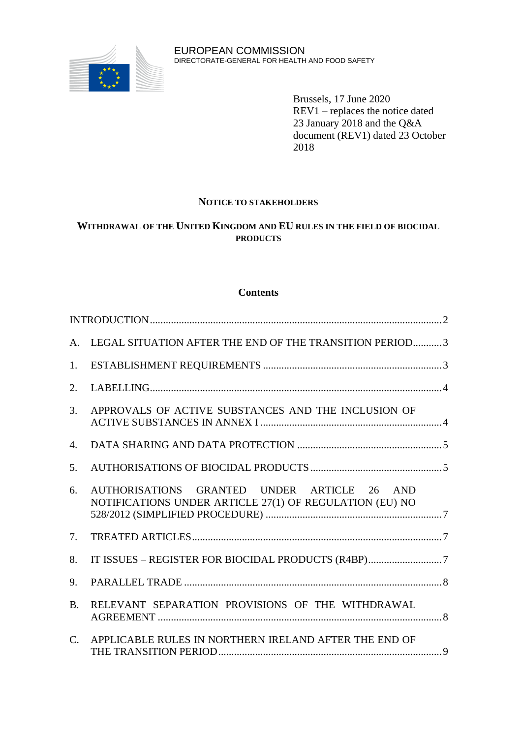EUROPEAN COMMISSION
DIRECTORATE-GENERAL FOR HEALTH AND FOOD SAFETY

Brussels, 17 June 2020
REV1 – replaces the notice dated 23 January 2018 and the Q&A document (REV1) dated 23 October 2018

**NOTICE TO STAKEHOLDERS**

**WITHDRAWAL OF THE UNITED KINGDOM AND EU RULES IN THE FIELD OF BIOCIDAL PRODUCTS**

## Contents

INTRODUCTION ... 2

A. LEGAL SITUATION AFTER THE END OF THE TRANSITION PERIOD ... 3

1. ESTABLISHMENT REQUIREMENTS ... 3

2. LABELLING ... 4

3. APPROVALS OF ACTIVE SUBSTANCES AND THE INCLUSION OF ACTIVE SUBSTANCES IN ANNEX I ... 4

4. DATA SHARING AND DATA PROTECTION ... 5

5. AUTHORISATIONS OF BIOCIDAL PRODUCTS ... 5

6. AUTHORISATIONS GRANTED UNDER ARTICLE 26 AND NOTIFICATIONS UNDER ARTICLE 27(1) OF REGULATION (EU) NO 528/2012 (SIMPLIFIED PROCEDURE) ... 7

7. TREATED ARTICLES ... 7

8. IT ISSUES – REGISTER FOR BIOCIDAL PRODUCTS (R4BP) ... 7

9. PARALLEL TRADE ... 8

B. RELEVANT SEPARATION PROVISIONS OF THE WITHDRAWAL AGREEMENT ... 8

C. APPLICABLE RULES IN NORTHERN IRELAND AFTER THE END OF THE TRANSITION PERIOD ... 9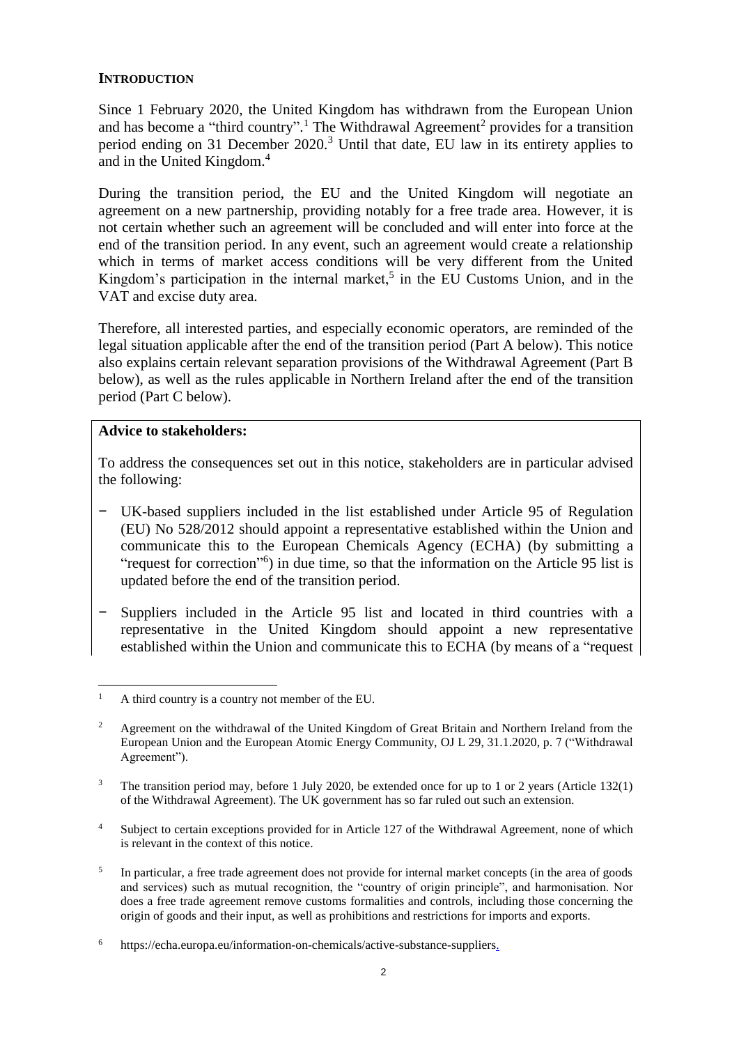## INTRODUCTION

Since 1 February 2020, the United Kingdom has withdrawn from the European Union and has become a "third country".[1] The Withdrawal Agreement[2] provides for a transition period ending on 31 December 2020.[3] Until that date, EU law in its entirety applies to and in the United Kingdom.[4]

During the transition period, the EU and the United Kingdom will negotiate an agreement on a new partnership, providing notably for a free trade area. However, it is not certain whether such an agreement will be concluded and will enter into force at the end of the transition period. In any event, such an agreement would create a relationship which in terms of market access conditions will be very different from the United Kingdom's participation in the internal market,[5] in the EU Customs Union, and in the VAT and excise duty area.

Therefore, all interested parties, and especially economic operators, are reminded of the legal situation applicable after the end of the transition period (Part A below). This notice also explains certain relevant separation provisions of the Withdrawal Agreement (Part B below), as well as the rules applicable in Northern Ireland after the end of the transition period (Part C below).

**Advice to stakeholders:**

To address the consequences set out in this notice, stakeholders are in particular advised the following:

- UK-based suppliers included in the list established under Article 95 of Regulation (EU) No 528/2012 should appoint a representative established within the Union and communicate this to the European Chemicals Agency (ECHA) (by submitting a "request for correction"[6]) in due time, so that the information on the Article 95 list is updated before the end of the transition period.
- Suppliers included in the Article 95 list and located in third countries with a representative in the United Kingdom should appoint a new representative established within the Union and communicate this to ECHA (by means of a "request

---

[1] A third country is a country not member of the EU.

[2] Agreement on the withdrawal of the United Kingdom of Great Britain and Northern Ireland from the European Union and the European Atomic Energy Community, OJ L 29, 31.1.2020, p. 7 ("Withdrawal Agreement").

[3] The transition period may, before 1 July 2020, be extended once for up to 1 or 2 years (Article 132(1) of the Withdrawal Agreement). The UK government has so far ruled out such an extension.

[4] Subject to certain exceptions provided for in Article 127 of the Withdrawal Agreement, none of which is relevant in the context of this notice.

[5] In particular, a free trade agreement does not provide for internal market concepts (in the area of goods and services) such as mutual recognition, the "country of origin principle", and harmonisation. Nor does a free trade agreement remove customs formalities and controls, including those concerning the origin of goods and their input, as well as prohibitions and restrictions for imports and exports.

[6] https://echa.europa.eu/information-on-chemicals/active-substance-suppliers.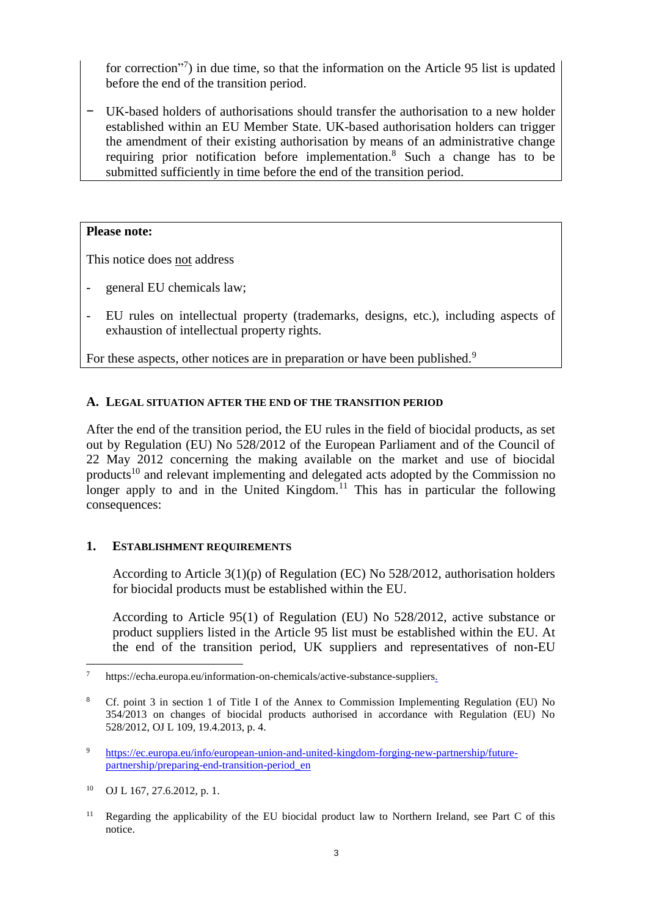for correction"[7]) in due time, so that the information on the Article 95 list is updated before the end of the transition period.

- UK-based holders of authorisations should transfer the authorisation to a new holder established within an EU Member State. UK-based authorisation holders can trigger the amendment of their existing authorisation by means of an administrative change requiring prior notification before implementation.[8] Such a change has to be submitted sufficiently in time before the end of the transition period.

**Please note:**

This notice does not address

- general EU chemicals law;
- EU rules on intellectual property (trademarks, designs, etc.), including aspects of exhaustion of intellectual property rights.

For these aspects, other notices are in preparation or have been published.[9]

## A. Legal situation after the end of the transition period

After the end of the transition period, the EU rules in the field of biocidal products, as set out by Regulation (EU) No 528/2012 of the European Parliament and of the Council of 22 May 2012 concerning the making available on the market and use of biocidal products[10] and relevant implementing and delegated acts adopted by the Commission no longer apply to and in the United Kingdom.[11] This has in particular the following consequences:

### 1. Establishment requirements

According to Article 3(1)(p) of Regulation (EC) No 528/2012, authorisation holders for biocidal products must be established within the EU.

According to Article 95(1) of Regulation (EU) No 528/2012, active substance or product suppliers listed in the Article 95 list must be established within the EU. At the end of the transition period, UK suppliers and representatives of non-EU

---

[7] https://echa.europa.eu/information-on-chemicals/active-substance-suppliers.

[8] Cf. point 3 in section 1 of Title I of the Annex to Commission Implementing Regulation (EU) No 354/2013 on changes of biocidal products authorised in accordance with Regulation (EU) No 528/2012, OJ L 109, 19.4.2013, p. 4.

[9] https://ec.europa.eu/info/european-union-and-united-kingdom-forging-new-partnership/future-partnership/preparing-end-transition-period_en

[10] OJ L 167, 27.6.2012, p. 1.

[11] Regarding the applicability of the EU biocidal product law to Northern Ireland, see Part C of this notice.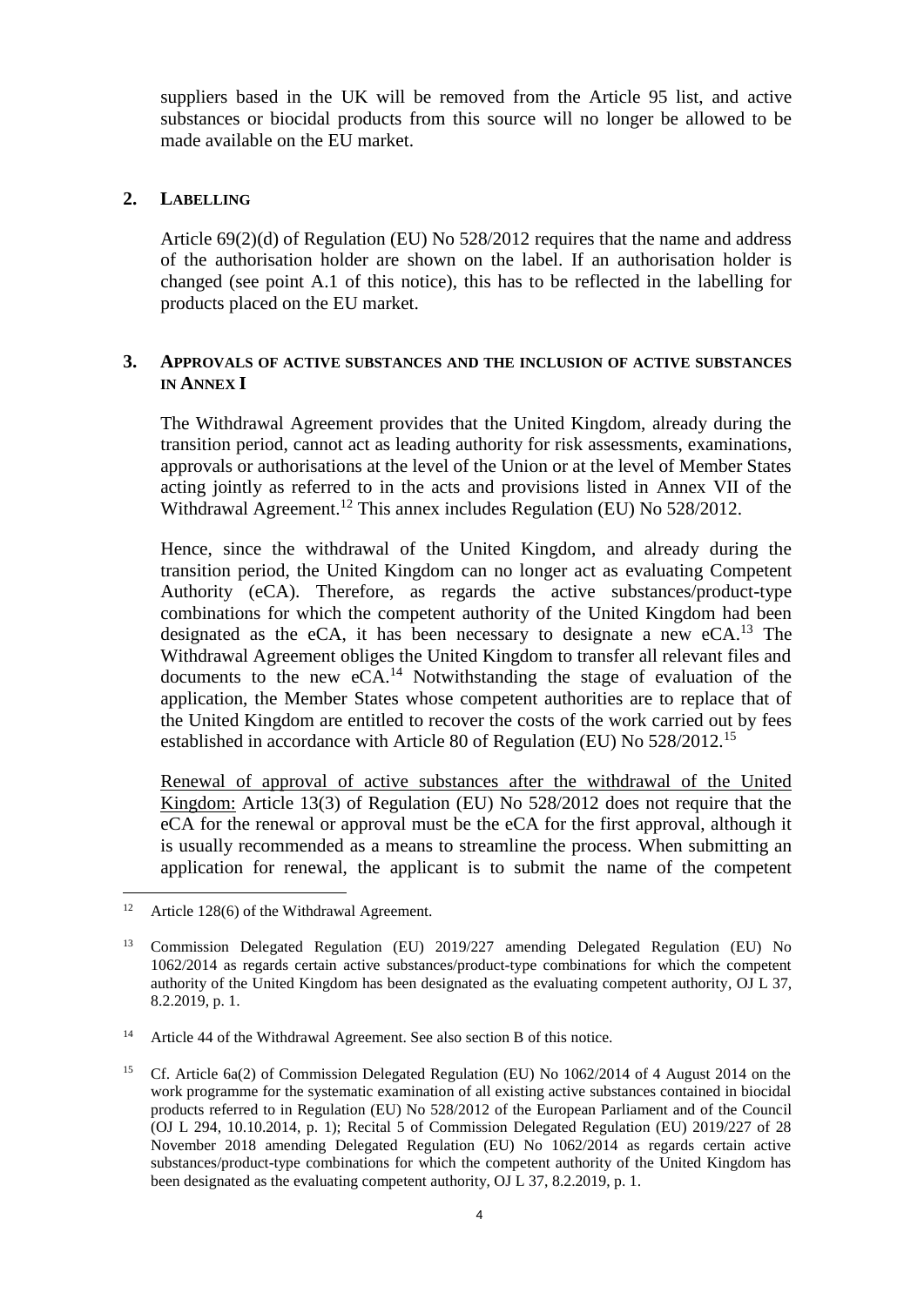suppliers based in the UK will be removed from the Article 95 list, and active substances or biocidal products from this source will no longer be allowed to be made available on the EU market.

## 2. LABELLING

Article 69(2)(d) of Regulation (EU) No 528/2012 requires that the name and address of the authorisation holder are shown on the label. If an authorisation holder is changed (see point A.1 of this notice), this has to be reflected in the labelling for products placed on the EU market.

## 3. APPROVALS OF ACTIVE SUBSTANCES AND THE INCLUSION OF ACTIVE SUBSTANCES IN ANNEX I

The Withdrawal Agreement provides that the United Kingdom, already during the transition period, cannot act as leading authority for risk assessments, examinations, approvals or authorisations at the level of the Union or at the level of Member States acting jointly as referred to in the acts and provisions listed in Annex VII of the Withdrawal Agreement.[12] This annex includes Regulation (EU) No 528/2012.

Hence, since the withdrawal of the United Kingdom, and already during the transition period, the United Kingdom can no longer act as evaluating Competent Authority (eCA). Therefore, as regards the active substances/product-type combinations for which the competent authority of the United Kingdom had been designated as the eCA, it has been necessary to designate a new eCA.[13] The Withdrawal Agreement obliges the United Kingdom to transfer all relevant files and documents to the new eCA.[14] Notwithstanding the stage of evaluation of the application, the Member States whose competent authorities are to replace that of the United Kingdom are entitled to recover the costs of the work carried out by fees established in accordance with Article 80 of Regulation (EU) No 528/2012.[15]

Renewal of approval of active substances after the withdrawal of the United Kingdom: Article 13(3) of Regulation (EU) No 528/2012 does not require that the eCA for the renewal or approval must be the eCA for the first approval, although it is usually recommended as a means to streamline the process. When submitting an application for renewal, the applicant is to submit the name of the competent

---

[12] Article 128(6) of the Withdrawal Agreement.

[13] Commission Delegated Regulation (EU) 2019/227 amending Delegated Regulation (EU) No 1062/2014 as regards certain active substances/product-type combinations for which the competent authority of the United Kingdom has been designated as the evaluating competent authority, OJ L 37, 8.2.2019, p. 1.

[14] Article 44 of the Withdrawal Agreement. See also section B of this notice.

[15] Cf. Article 6a(2) of Commission Delegated Regulation (EU) No 1062/2014 of 4 August 2014 on the work programme for the systematic examination of all existing active substances contained in biocidal products referred to in Regulation (EU) No 528/2012 of the European Parliament and of the Council (OJ L 294, 10.10.2014, p. 1); Recital 5 of Commission Delegated Regulation (EU) 2019/227 of 28 November 2018 amending Delegated Regulation (EU) No 1062/2014 as regards certain active substances/product-type combinations for which the competent authority of the United Kingdom has been designated as the evaluating competent authority, OJ L 37, 8.2.2019, p. 1.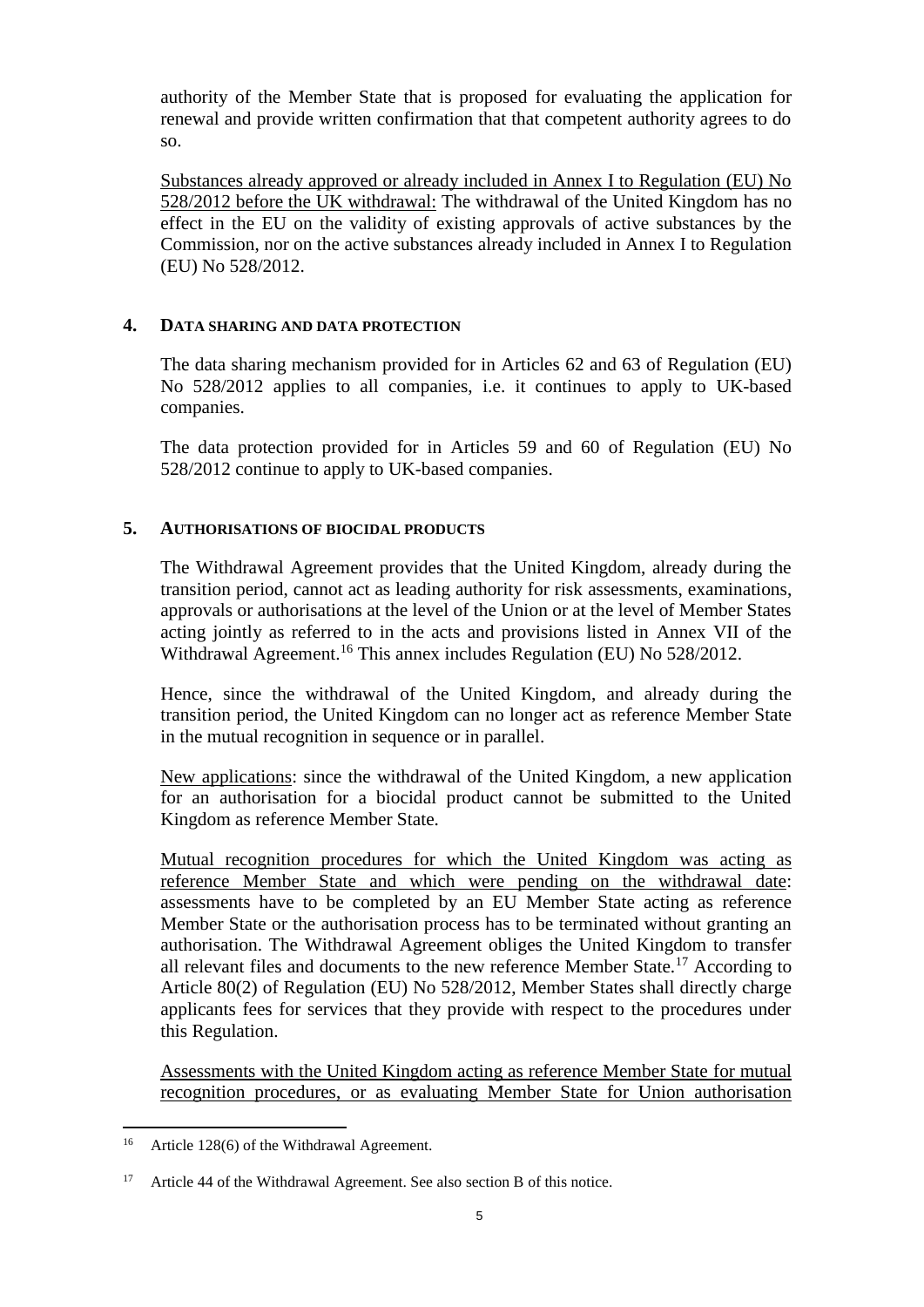authority of the Member State that is proposed for evaluating the application for renewal and provide written confirmation that that competent authority agrees to do so.

Substances already approved or already included in Annex I to Regulation (EU) No 528/2012 before the UK withdrawal: The withdrawal of the United Kingdom has no effect in the EU on the validity of existing approvals of active substances by the Commission, nor on the active substances already included in Annex I to Regulation (EU) No 528/2012.

## 4. DATA SHARING AND DATA PROTECTION

The data sharing mechanism provided for in Articles 62 and 63 of Regulation (EU) No 528/2012 applies to all companies, i.e. it continues to apply to UK-based companies.

The data protection provided for in Articles 59 and 60 of Regulation (EU) No 528/2012 continue to apply to UK-based companies.

## 5. AUTHORISATIONS OF BIOCIDAL PRODUCTS

The Withdrawal Agreement provides that the United Kingdom, already during the transition period, cannot act as leading authority for risk assessments, examinations, approvals or authorisations at the level of the Union or at the level of Member States acting jointly as referred to in the acts and provisions listed in Annex VII of the Withdrawal Agreement.[16] This annex includes Regulation (EU) No 528/2012.

Hence, since the withdrawal of the United Kingdom, and already during the transition period, the United Kingdom can no longer act as reference Member State in the mutual recognition in sequence or in parallel.

New applications: since the withdrawal of the United Kingdom, a new application for an authorisation for a biocidal product cannot be submitted to the United Kingdom as reference Member State.

Mutual recognition procedures for which the United Kingdom was acting as reference Member State and which were pending on the withdrawal date: assessments have to be completed by an EU Member State acting as reference Member State or the authorisation process has to be terminated without granting an authorisation. The Withdrawal Agreement obliges the United Kingdom to transfer all relevant files and documents to the new reference Member State.[17] According to Article 80(2) of Regulation (EU) No 528/2012, Member States shall directly charge applicants fees for services that they provide with respect to the procedures under this Regulation.

Assessments with the United Kingdom acting as reference Member State for mutual recognition procedures, or as evaluating Member State for Union authorisation

---

[16] Article 128(6) of the Withdrawal Agreement.

[17] Article 44 of the Withdrawal Agreement. See also section B of this notice.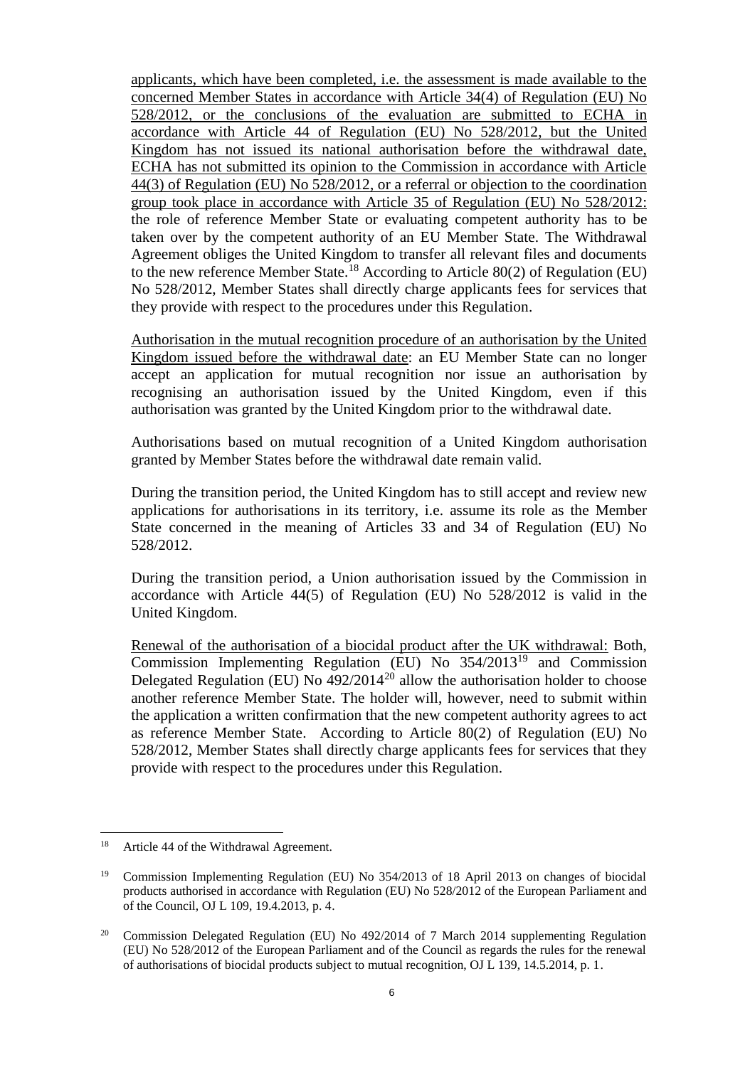applicants, which have been completed, i.e. the assessment is made available to the concerned Member States in accordance with Article 34(4) of Regulation (EU) No 528/2012, or the conclusions of the evaluation are submitted to ECHA in accordance with Article 44 of Regulation (EU) No 528/2012, but the United Kingdom has not issued its national authorisation before the withdrawal date, ECHA has not submitted its opinion to the Commission in accordance with Article 44(3) of Regulation (EU) No 528/2012, or a referral or objection to the coordination group took place in accordance with Article 35 of Regulation (EU) No 528/2012: the role of reference Member State or evaluating competent authority has to be taken over by the competent authority of an EU Member State. The Withdrawal Agreement obliges the United Kingdom to transfer all relevant files and documents to the new reference Member State.[18] According to Article 80(2) of Regulation (EU) No 528/2012, Member States shall directly charge applicants fees for services that they provide with respect to the procedures under this Regulation.

Authorisation in the mutual recognition procedure of an authorisation by the United Kingdom issued before the withdrawal date: an EU Member State can no longer accept an application for mutual recognition nor issue an authorisation by recognising an authorisation issued by the United Kingdom, even if this authorisation was granted by the United Kingdom prior to the withdrawal date.

Authorisations based on mutual recognition of a United Kingdom authorisation granted by Member States before the withdrawal date remain valid.

During the transition period, the United Kingdom has to still accept and review new applications for authorisations in its territory, i.e. assume its role as the Member State concerned in the meaning of Articles 33 and 34 of Regulation (EU) No 528/2012.

During the transition period, a Union authorisation issued by the Commission in accordance with Article 44(5) of Regulation (EU) No 528/2012 is valid in the United Kingdom.

Renewal of the authorisation of a biocidal product after the UK withdrawal: Both, Commission Implementing Regulation (EU) No 354/2013[19] and Commission Delegated Regulation (EU) No 492/2014[20] allow the authorisation holder to choose another reference Member State. The holder will, however, need to submit within the application a written confirmation that the new competent authority agrees to act as reference Member State. According to Article 80(2) of Regulation (EU) No 528/2012, Member States shall directly charge applicants fees for services that they provide with respect to the procedures under this Regulation.

---

[18] Article 44 of the Withdrawal Agreement.

[19] Commission Implementing Regulation (EU) No 354/2013 of 18 April 2013 on changes of biocidal products authorised in accordance with Regulation (EU) No 528/2012 of the European Parliament and of the Council, OJ L 109, 19.4.2013, p. 4.

[20] Commission Delegated Regulation (EU) No 492/2014 of 7 March 2014 supplementing Regulation (EU) No 528/2012 of the European Parliament and of the Council as regards the rules for the renewal of authorisations of biocidal products subject to mutual recognition, OJ L 139, 14.5.2014, p. 1.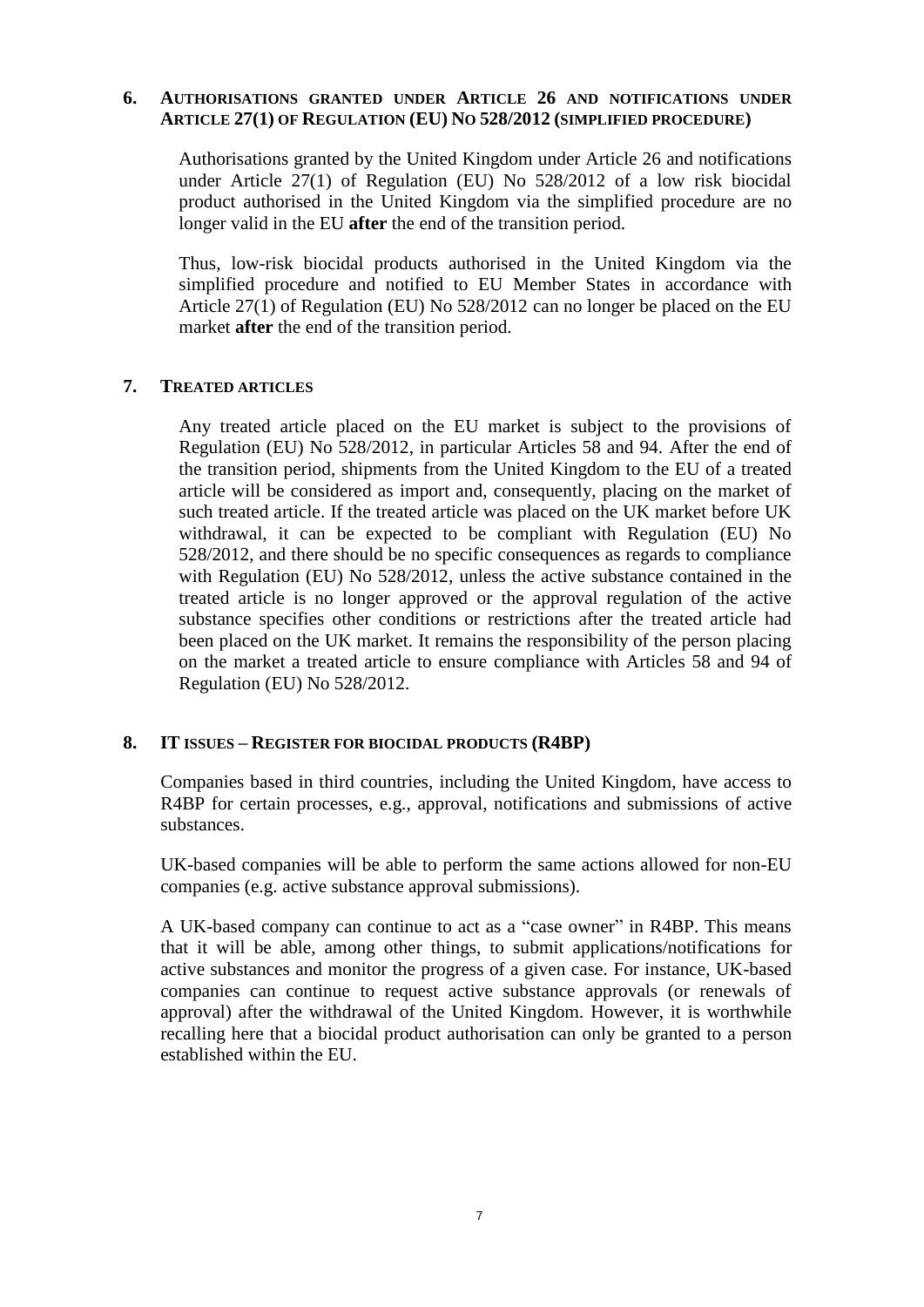## 6. AUTHORISATIONS GRANTED UNDER ARTICLE 26 AND NOTIFICATIONS UNDER ARTICLE 27(1) OF REGULATION (EU) NO 528/2012 (SIMPLIFIED PROCEDURE)

Authorisations granted by the United Kingdom under Article 26 and notifications under Article 27(1) of Regulation (EU) No 528/2012 of a low risk biocidal product authorised in the United Kingdom via the simplified procedure are no longer valid in the EU **after** the end of the transition period.

Thus, low-risk biocidal products authorised in the United Kingdom via the simplified procedure and notified to EU Member States in accordance with Article 27(1) of Regulation (EU) No 528/2012 can no longer be placed on the EU market **after** the end of the transition period.

## 7. TREATED ARTICLES

Any treated article placed on the EU market is subject to the provisions of Regulation (EU) No 528/2012, in particular Articles 58 and 94. After the end of the transition period, shipments from the United Kingdom to the EU of a treated article will be considered as import and, consequently, placing on the market of such treated article. If the treated article was placed on the UK market before UK withdrawal, it can be expected to be compliant with Regulation (EU) No 528/2012, and there should be no specific consequences as regards to compliance with Regulation (EU) No 528/2012, unless the active substance contained in the treated article is no longer approved or the approval regulation of the active substance specifies other conditions or restrictions after the treated article had been placed on the UK market. It remains the responsibility of the person placing on the market a treated article to ensure compliance with Articles 58 and 94 of Regulation (EU) No 528/2012.

## 8. IT ISSUES – REGISTER FOR BIOCIDAL PRODUCTS (R4BP)

Companies based in third countries, including the United Kingdom, have access to R4BP for certain processes, e.g., approval, notifications and submissions of active substances.

UK-based companies will be able to perform the same actions allowed for non-EU companies (e.g. active substance approval submissions).

A UK-based company can continue to act as a "case owner" in R4BP. This means that it will be able, among other things, to submit applications/notifications for active substances and monitor the progress of a given case. For instance, UK-based companies can continue to request active substance approvals (or renewals of approval) after the withdrawal of the United Kingdom. However, it is worthwhile recalling here that a biocidal product authorisation can only be granted to a person established within the EU.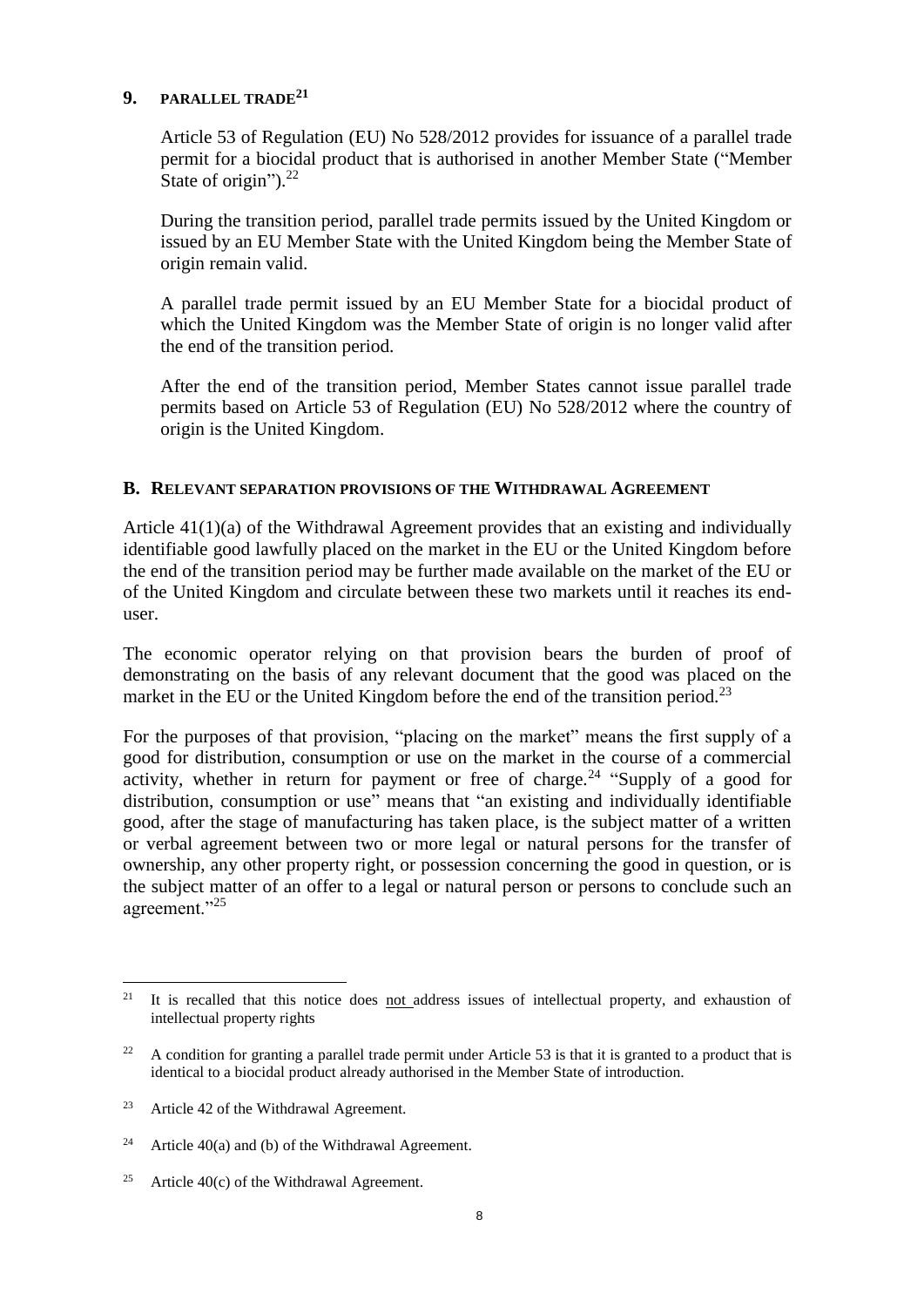## 9. PARALLEL TRADE[21]

Article 53 of Regulation (EU) No 528/2012 provides for issuance of a parallel trade permit for a biocidal product that is authorised in another Member State ("Member State of origin").[22]

During the transition period, parallel trade permits issued by the United Kingdom or issued by an EU Member State with the United Kingdom being the Member State of origin remain valid.

A parallel trade permit issued by an EU Member State for a biocidal product of which the United Kingdom was the Member State of origin is no longer valid after the end of the transition period.

After the end of the transition period, Member States cannot issue parallel trade permits based on Article 53 of Regulation (EU) No 528/2012 where the country of origin is the United Kingdom.

## B. RELEVANT SEPARATION PROVISIONS OF THE WITHDRAWAL AGREEMENT

Article 41(1)(a) of the Withdrawal Agreement provides that an existing and individually identifiable good lawfully placed on the market in the EU or the United Kingdom before the end of the transition period may be further made available on the market of the EU or of the United Kingdom and circulate between these two markets until it reaches its end-user.

The economic operator relying on that provision bears the burden of proof of demonstrating on the basis of any relevant document that the good was placed on the market in the EU or the United Kingdom before the end of the transition period.[23]

For the purposes of that provision, "placing on the market" means the first supply of a good for distribution, consumption or use on the market in the course of a commercial activity, whether in return for payment or free of charge.[24] "Supply of a good for distribution, consumption or use" means that "an existing and individually identifiable good, after the stage of manufacturing has taken place, is the subject matter of a written or verbal agreement between two or more legal or natural persons for the transfer of ownership, any other property right, or possession concerning the good in question, or is the subject matter of an offer to a legal or natural person or persons to conclude such an agreement."[25]

---

[21] It is recalled that this notice does not address issues of intellectual property, and exhaustion of intellectual property rights

[22] A condition for granting a parallel trade permit under Article 53 is that it is granted to a product that is identical to a biocidal product already authorised in the Member State of introduction.

[23] Article 42 of the Withdrawal Agreement.

[24] Article 40(a) and (b) of the Withdrawal Agreement.

[25] Article 40(c) of the Withdrawal Agreement.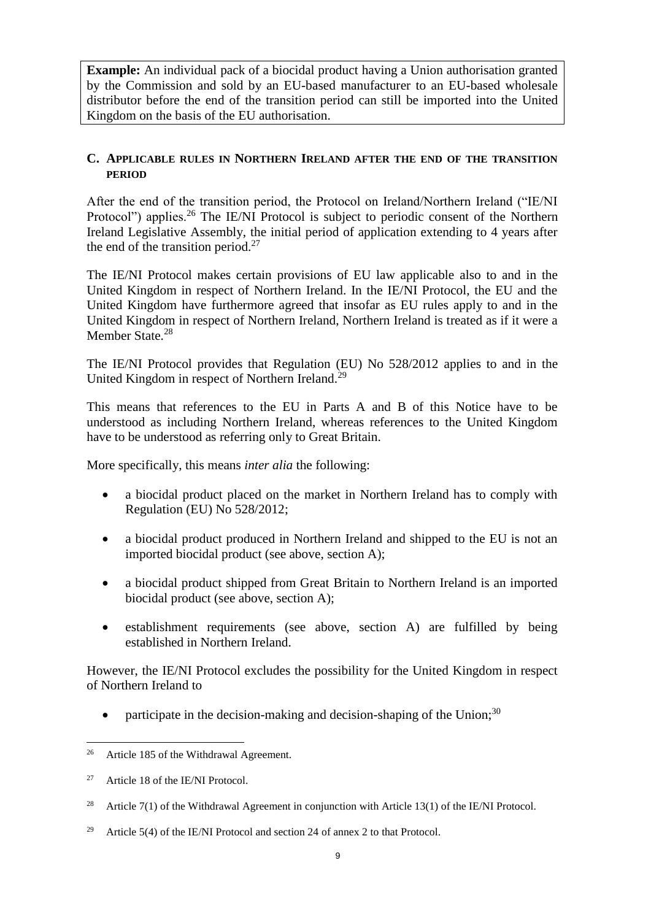**Example:** An individual pack of a biocidal product having a Union authorisation granted by the Commission and sold by an EU-based manufacturer to an EU-based wholesale distributor before the end of the transition period can still be imported into the United Kingdom on the basis of the EU authorisation.

## C. Applicable rules in Northern Ireland after the end of the transition period

After the end of the transition period, the Protocol on Ireland/Northern Ireland ("IE/NI Protocol") applies.[26] The IE/NI Protocol is subject to periodic consent of the Northern Ireland Legislative Assembly, the initial period of application extending to 4 years after the end of the transition period.[27]

The IE/NI Protocol makes certain provisions of EU law applicable also to and in the United Kingdom in respect of Northern Ireland. In the IE/NI Protocol, the EU and the United Kingdom have furthermore agreed that insofar as EU rules apply to and in the United Kingdom in respect of Northern Ireland, Northern Ireland is treated as if it were a Member State.[28]

The IE/NI Protocol provides that Regulation (EU) No 528/2012 applies to and in the United Kingdom in respect of Northern Ireland.[29]

This means that references to the EU in Parts A and B of this Notice have to be understood as including Northern Ireland, whereas references to the United Kingdom have to be understood as referring only to Great Britain.

More specifically, this means *inter alia* the following:

- a biocidal product placed on the market in Northern Ireland has to comply with Regulation (EU) No 528/2012;
- a biocidal product produced in Northern Ireland and shipped to the EU is not an imported biocidal product (see above, section A);
- a biocidal product shipped from Great Britain to Northern Ireland is an imported biocidal product (see above, section A);
- establishment requirements (see above, section A) are fulfilled by being established in Northern Ireland.

However, the IE/NI Protocol excludes the possibility for the United Kingdom in respect of Northern Ireland to

- participate in the decision-making and decision-shaping of the Union;[30]

---

[26] Article 185 of the Withdrawal Agreement.

[27] Article 18 of the IE/NI Protocol.

[28] Article 7(1) of the Withdrawal Agreement in conjunction with Article 13(1) of the IE/NI Protocol.

[29] Article 5(4) of the IE/NI Protocol and section 24 of annex 2 to that Protocol.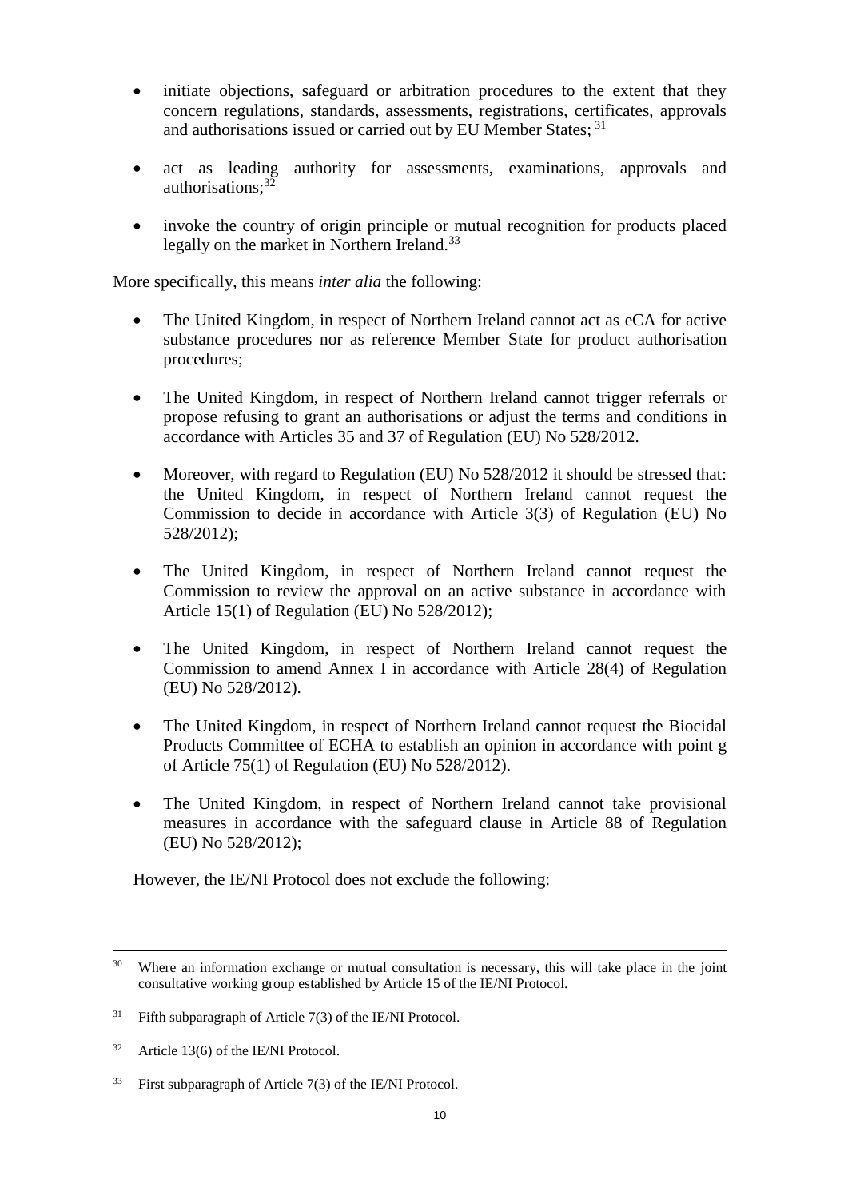- initiate objections, safeguard or arbitration procedures to the extent that they concern regulations, standards, assessments, registrations, certificates, approvals and authorisations issued or carried out by EU Member States; [31]

- act as leading authority for assessments, examinations, approvals and authorisations;[32]

- invoke the country of origin principle or mutual recognition for products placed legally on the market in Northern Ireland.[33]

More specifically, this means *inter alia* the following:

- The United Kingdom, in respect of Northern Ireland cannot act as eCA for active substance procedures nor as reference Member State for product authorisation procedures;

- The United Kingdom, in respect of Northern Ireland cannot trigger referrals or propose refusing to grant an authorisations or adjust the terms and conditions in accordance with Articles 35 and 37 of Regulation (EU) No 528/2012.

- Moreover, with regard to Regulation (EU) No 528/2012 it should be stressed that: the United Kingdom, in respect of Northern Ireland cannot request the Commission to decide in accordance with Article 3(3) of Regulation (EU) No 528/2012);

- The United Kingdom, in respect of Northern Ireland cannot request the Commission to review the approval on an active substance in accordance with Article 15(1) of Regulation (EU) No 528/2012);

- The United Kingdom, in respect of Northern Ireland cannot request the Commission to amend Annex I in accordance with Article 28(4) of Regulation (EU) No 528/2012).

- The United Kingdom, in respect of Northern Ireland cannot request the Biocidal Products Committee of ECHA to establish an opinion in accordance with point g of Article 75(1) of Regulation (EU) No 528/2012).

- The United Kingdom, in respect of Northern Ireland cannot take provisional measures in accordance with the safeguard clause in Article 88 of Regulation (EU) No 528/2012);

However, the IE/NI Protocol does not exclude the following:

---

[30] Where an information exchange or mutual consultation is necessary, this will take place in the joint consultative working group established by Article 15 of the IE/NI Protocol.

[31] Fifth subparagraph of Article 7(3) of the IE/NI Protocol.

[32] Article 13(6) of the IE/NI Protocol.

[33] First subparagraph of Article 7(3) of the IE/NI Protocol.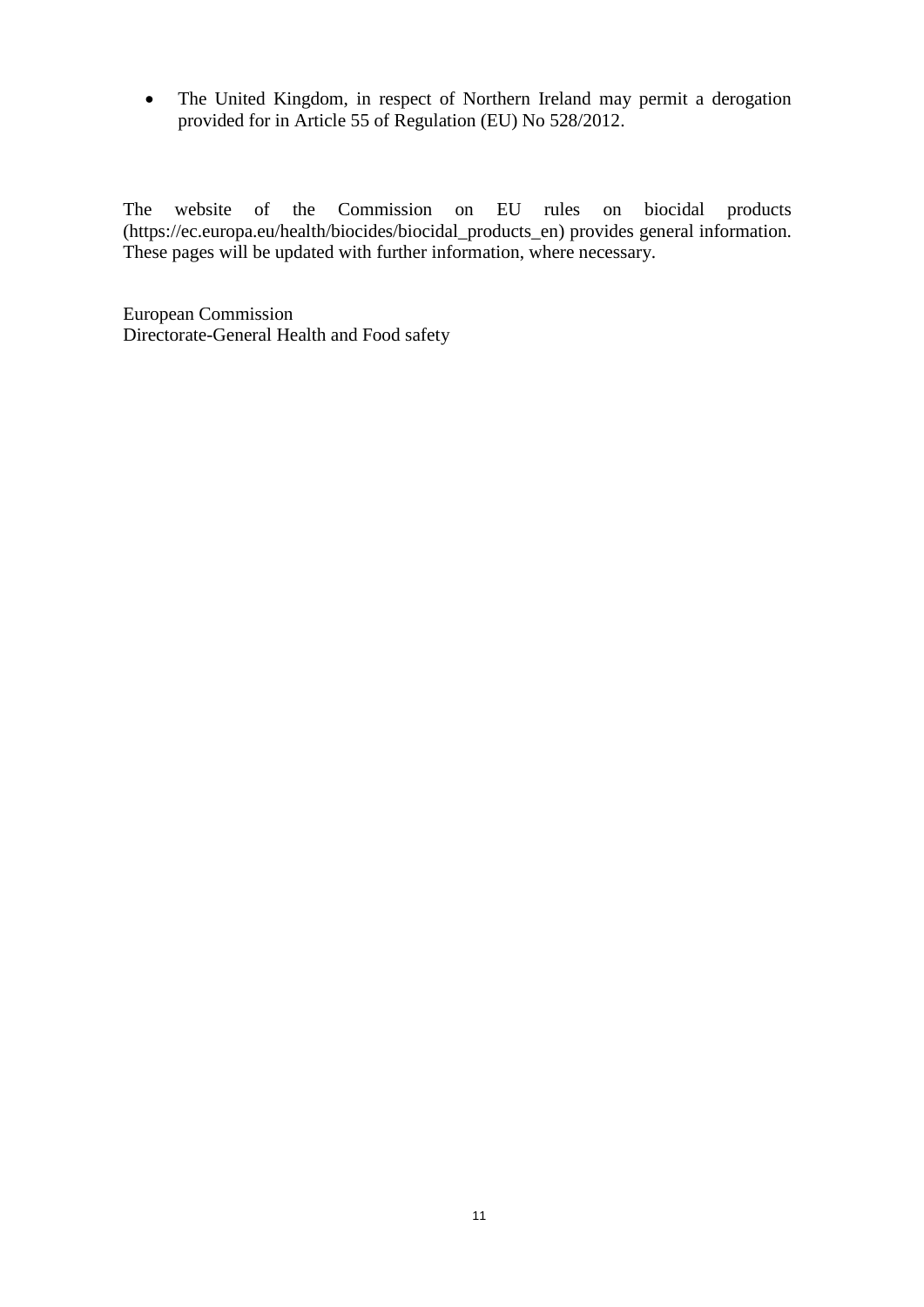- The United Kingdom, in respect of Northern Ireland may permit a derogation provided for in Article 55 of Regulation (EU) No 528/2012.

The website of the Commission on EU rules on biocidal products (https://ec.europa.eu/health/biocides/biocidal_products_en) provides general information. These pages will be updated with further information, where necessary.

European Commission
Directorate-General Health and Food safety